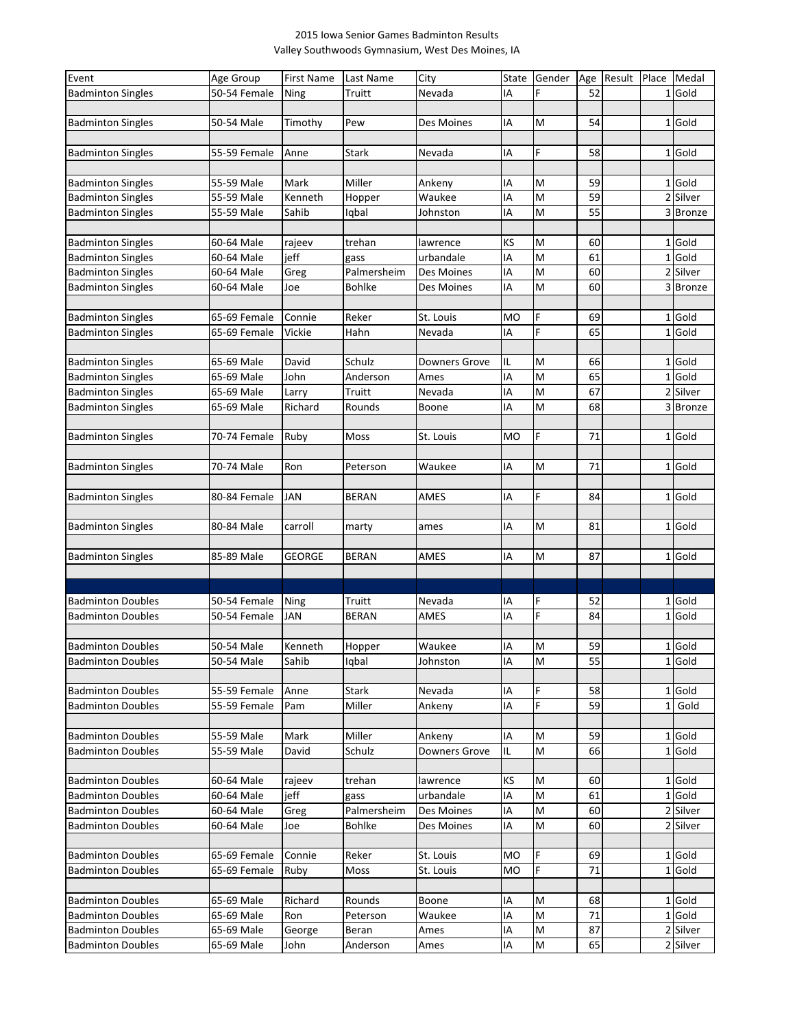2015 Iowa Senior Games Badminton Results
Valley Southwoods Gymnasium, West Des Moines, IA

| Event | Age Group | First Name | Last Name | City | State | Gender | Age | Result | Place | Medal |
|---|---|---|---|---|---|---|---|---|---|---|
| Badminton Singles | 50-54 Female | Ning | Truitt | Nevada | IA | F | 52 | | 1 | Gold |
| | | | | | | | | | | |
| Badminton Singles | 50-54 Male | Timothy | Pew | Des Moines | IA | M | 54 | | 1 | Gold |
| | | | | | | | | | | |
| Badminton Singles | 55-59 Female | Anne | Stark | Nevada | IA | F | 58 | | 1 | Gold |
| | | | | | | | | | | |
| Badminton Singles | 55-59 Male | Mark | Miller | Ankeny | IA | M | 59 | | 1 | Gold |
| Badminton Singles | 55-59 Male | Kenneth | Hopper | Waukee | IA | M | 59 | | 2 | Silver |
| Badminton Singles | 55-59 Male | Sahib | Iqbal | Johnston | IA | M | 55 | | 3 | Bronze |
| | | | | | | | | | | |
| Badminton Singles | 60-64 Male | rajeev | trehan | lawrence | KS | M | 60 | | 1 | Gold |
| Badminton Singles | 60-64 Male | jeff | gass | urbandale | IA | M | 61 | | 1 | Gold |
| Badminton Singles | 60-64 Male | Greg | Palmersheim | Des Moines | IA | M | 60 | | 2 | Silver |
| Badminton Singles | 60-64 Male | Joe | Bohlke | Des Moines | IA | M | 60 | | 3 | Bronze |
| | | | | | | | | | | |
| Badminton Singles | 65-69 Female | Connie | Reker | St. Louis | MO | F | 69 | | 1 | Gold |
| Badminton Singles | 65-69 Female | Vickie | Hahn | Nevada | IA | F | 65 | | 1 | Gold |
| | | | | | | | | | | |
| Badminton Singles | 65-69 Male | David | Schulz | Downers Grove | IL | M | 66 | | 1 | Gold |
| Badminton Singles | 65-69 Male | John | Anderson | Ames | IA | M | 65 | | 1 | Gold |
| Badminton Singles | 65-69 Male | Larry | Truitt | Nevada | IA | M | 67 | | 2 | Silver |
| Badminton Singles | 65-69 Male | Richard | Rounds | Boone | IA | M | 68 | | 3 | Bronze |
| | | | | | | | | | | |
| Badminton Singles | 70-74 Female | Ruby | Moss | St. Louis | MO | F | 71 | | 1 | Gold |
| | | | | | | | | | | |
| Badminton Singles | 70-74 Male | Ron | Peterson | Waukee | IA | M | 71 | | 1 | Gold |
| | | | | | | | | | | |
| Badminton Singles | 80-84 Female | JAN | BERAN | AMES | IA | F | 84 | | 1 | Gold |
| | | | | | | | | | | |
| Badminton Singles | 80-84 Male | carroll | marty | ames | IA | M | 81 | | 1 | Gold |
| | | | | | | | | | | |
| Badminton Singles | 85-89 Male | GEORGE | BERAN | AMES | IA | M | 87 | | 1 | Gold |
| | | | | | | | | | | |
| | | | | | | | | | | |
| Badminton Doubles | 50-54 Female | Ning | Truitt | Nevada | IA | F | 52 | | 1 | Gold |
| Badminton Doubles | 50-54 Female | JAN | BERAN | AMES | IA | F | 84 | | 1 | Gold |
| | | | | | | | | | | |
| Badminton Doubles | 50-54 Male | Kenneth | Hopper | Waukee | IA | M | 59 | | 1 | Gold |
| Badminton Doubles | 50-54 Male | Sahib | Iqbal | Johnston | IA | M | 55 | | 1 | Gold |
| | | | | | | | | | | |
| Badminton Doubles | 55-59 Female | Anne | Stark | Nevada | IA | F | 58 | | 1 | Gold |
| Badminton Doubles | 55-59 Female | Pam | Miller | Ankeny | IA | F | 59 | | 1 | Gold |
| | | | | | | | | | | |
| Badminton Doubles | 55-59 Male | Mark | Miller | Ankeny | IA | M | 59 | | 1 | Gold |
| Badminton Doubles | 55-59 Male | David | Schulz | Downers Grove | IL | M | 66 | | 1 | Gold |
| | | | | | | | | | | |
| Badminton Doubles | 60-64 Male | rajeev | trehan | lawrence | KS | M | 60 | | 1 | Gold |
| Badminton Doubles | 60-64 Male | jeff | gass | urbandale | IA | M | 61 | | 1 | Gold |
| Badminton Doubles | 60-64 Male | Greg | Palmersheim | Des Moines | IA | M | 60 | | 2 | Silver |
| Badminton Doubles | 60-64 Male | Joe | Bohlke | Des Moines | IA | M | 60 | | 2 | Silver |
| | | | | | | | | | | |
| Badminton Doubles | 65-69 Female | Connie | Reker | St. Louis | MO | F | 69 | | 1 | Gold |
| Badminton Doubles | 65-69 Female | Ruby | Moss | St. Louis | MO | F | 71 | | 1 | Gold |
| | | | | | | | | | | |
| Badminton Doubles | 65-69 Male | Richard | Rounds | Boone | IA | M | 68 | | 1 | Gold |
| Badminton Doubles | 65-69 Male | Ron | Peterson | Waukee | IA | M | 71 | | 1 | Gold |
| Badminton Doubles | 65-69 Male | George | Beran | Ames | IA | M | 87 | | 2 | Silver |
| Badminton Doubles | 65-69 Male | John | Anderson | Ames | IA | M | 65 | | 2 | Silver |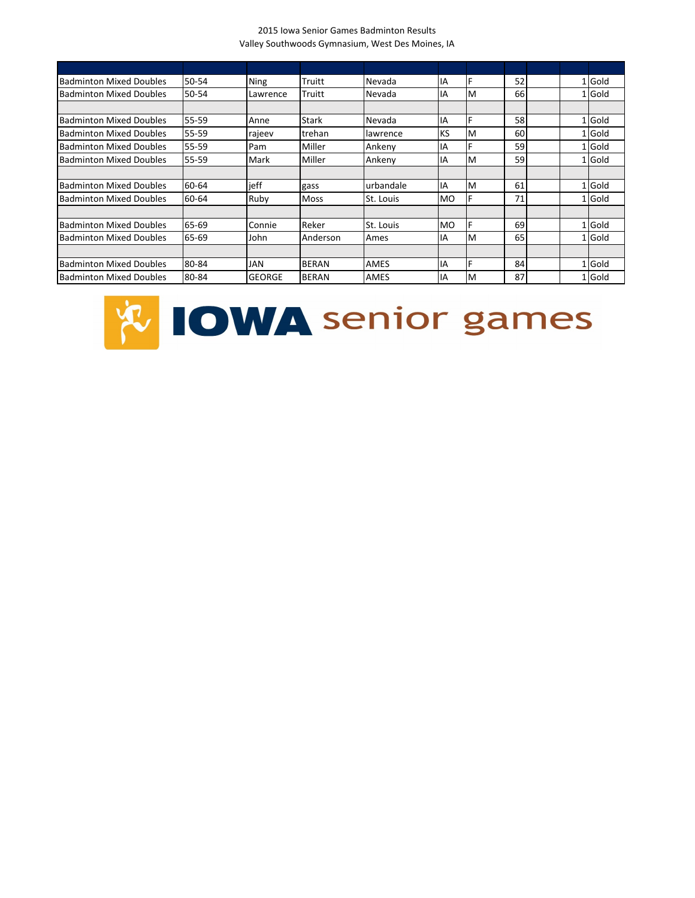2015 Iowa Senior Games Badminton Results
Valley Southwoods Gymnasium, West Des Moines, IA

| | | | | | | | | | | |
|---|---|---|---|---|---|---|---|---|---|---|
| Badminton Mixed Doubles | 50-54 | Ning | Truitt | Nevada | IA | F | 52 | | 1 | Gold |
| Badminton Mixed Doubles | 50-54 | Lawrence | Truitt | Nevada | IA | M | 66 | | 1 | Gold |
| | | | | | | | | | | |
| Badminton Mixed Doubles | 55-59 | Anne | Stark | Nevada | IA | F | 58 | | 1 | Gold |
| Badminton Mixed Doubles | 55-59 | rajeev | trehan | lawrence | KS | M | 60 | | 1 | Gold |
| Badminton Mixed Doubles | 55-59 | Pam | Miller | Ankeny | IA | F | 59 | | 1 | Gold |
| Badminton Mixed Doubles | 55-59 | Mark | Miller | Ankeny | IA | M | 59 | | 1 | Gold |
| | | | | | | | | | | |
| Badminton Mixed Doubles | 60-64 | jeff | gass | urbandale | IA | M | 61 | | 1 | Gold |
| Badminton Mixed Doubles | 60-64 | Ruby | Moss | St. Louis | MO | F | 71 | | 1 | Gold |
| | | | | | | | | | | |
| Badminton Mixed Doubles | 65-69 | Connie | Reker | St. Louis | MO | F | 69 | | 1 | Gold |
| Badminton Mixed Doubles | 65-69 | John | Anderson | Ames | IA | M | 65 | | 1 | Gold |
| | | | | | | | | | | |
| Badminton Mixed Doubles | 80-84 | JAN | BERAN | AMES | IA | F | 84 | | 1 | Gold |
| Badminton Mixed Doubles | 80-84 | GEORGE | BERAN | AMES | IA | M | 87 | | 1 | Gold |

IOWA senior games